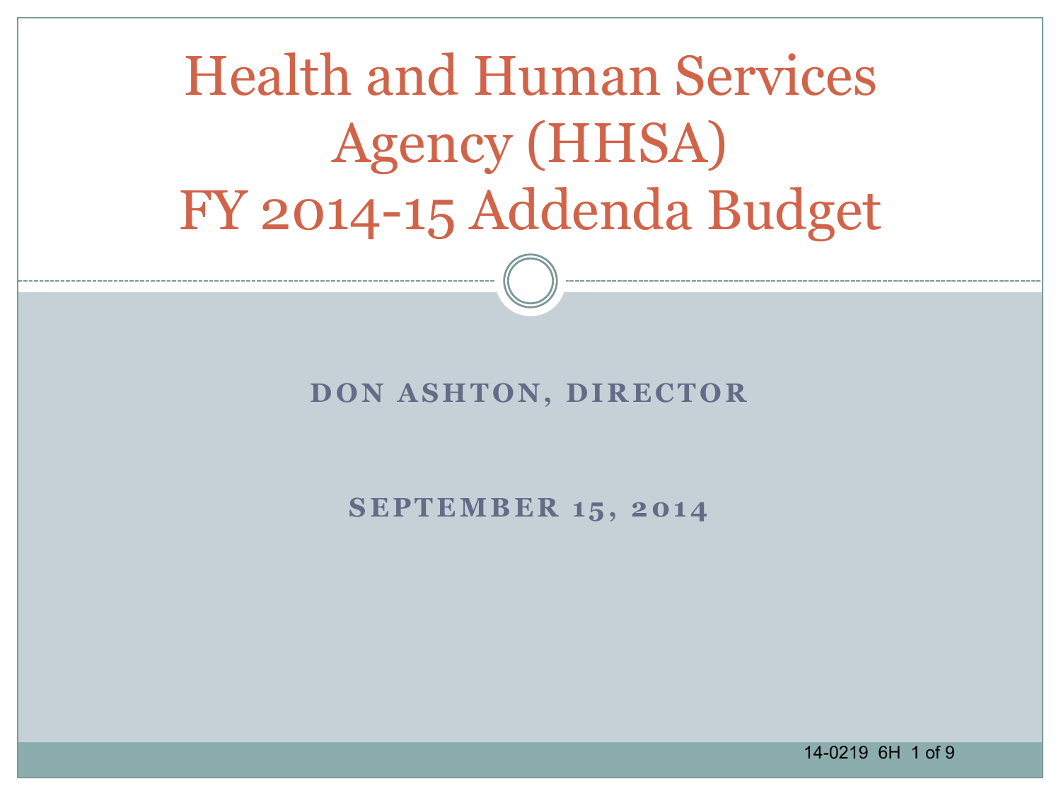# Health and Human Services Agency (HHSA) FY 2014-15 Addenda Budget

**DON ASHTON, DIRECTOR**

**SEPTEMBER 15, 2014**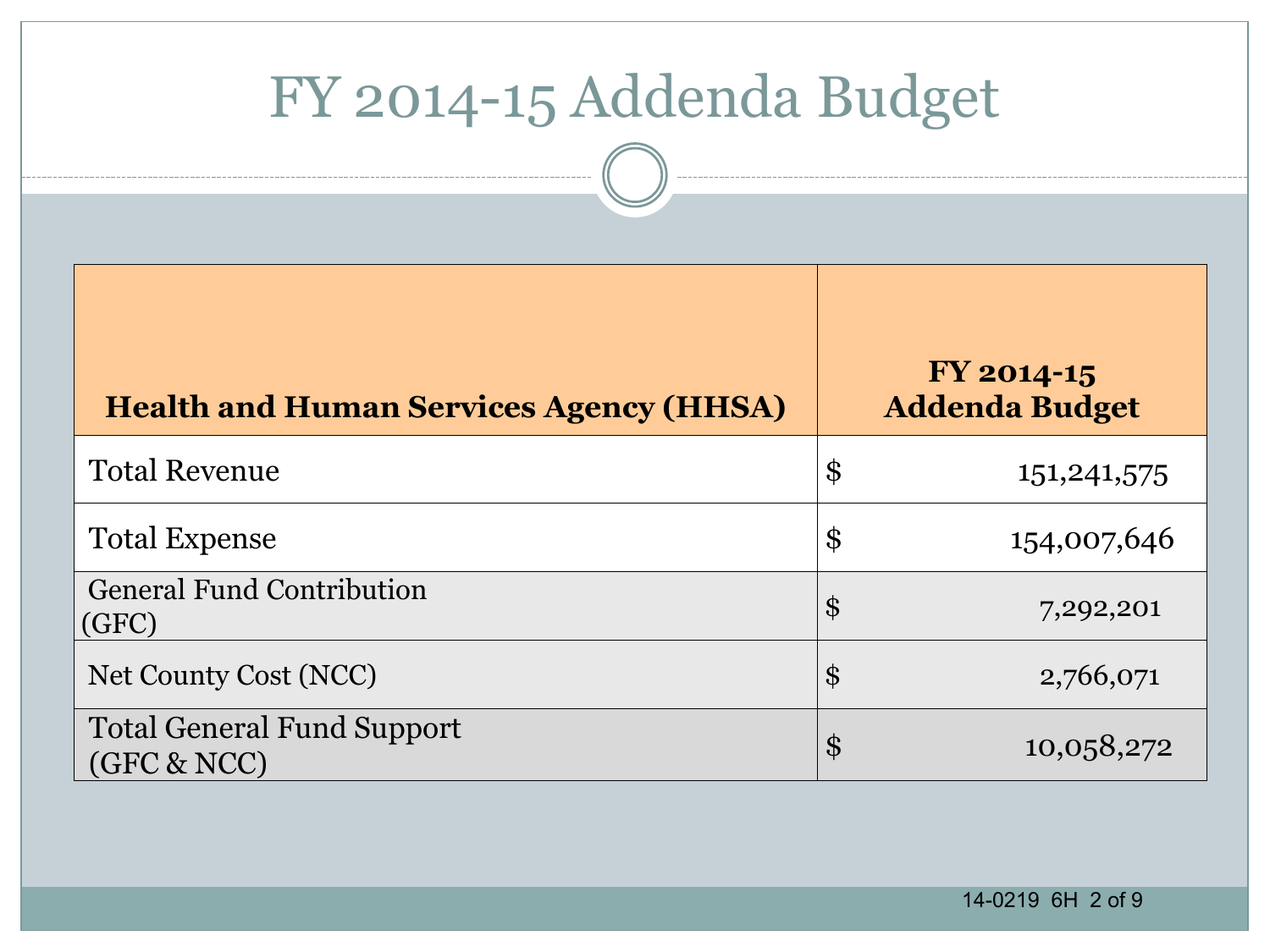# FY 2014-15 Addenda Budget

| Health and Human Services Agency (HHSA) | FY 2014-15 Addenda Budget |
|---|---|
| Total Revenue | $ 151,241,575 |
| Total Expense | $ 154,007,646 |
| General Fund Contribution (GFC) | $ 7,292,201 |
| Net County Cost (NCC) | $ 2,766,071 |
| Total General Fund Support (GFC & NCC) | $ 10,058,272 |

14-0219 6H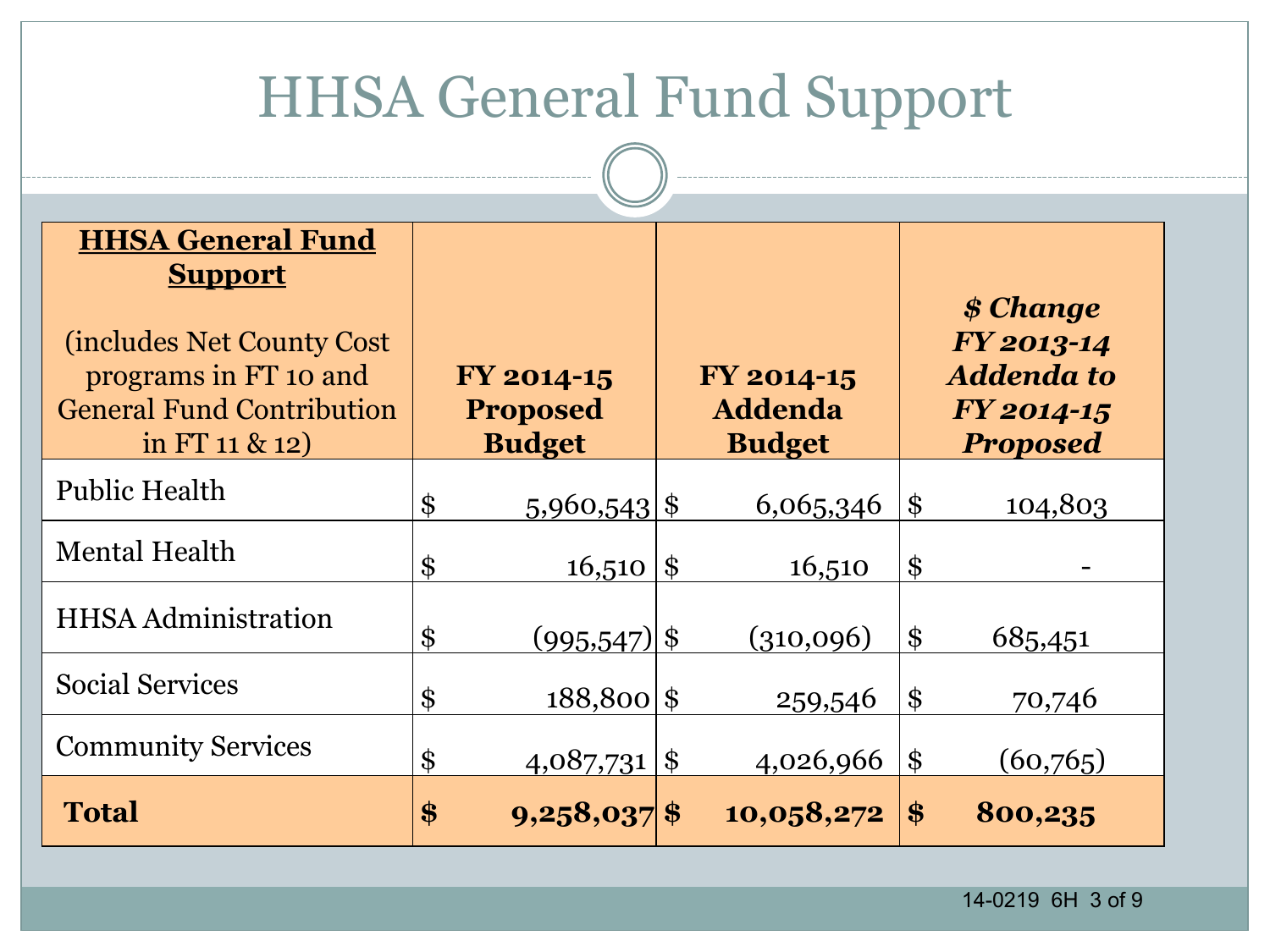# HHSA General Fund Support

| **HHSA General Fund Support** (includes Net County Cost programs in FT 10 and General Fund Contribution in FT 11 & 12) | **FY 2014-15 Proposed Budget** | **FY 2014-15 Addenda Budget** | ***$ Change FY 2013-14 Addenda to FY 2014-15 Proposed*** |
|---|---|---|---|
| Public Health | $ 5,960,543 | $ 6,065,346 | $ 104,803 |
| Mental Health | $ 16,510 | $ 16,510 | $ - |
| HHSA Administration | $ (995,547) | $ (310,096) | $ 685,451 |
| Social Services | $ 188,800 | $ 259,546 | $ 70,746 |
| Community Services | $ 4,087,731 | $ 4,026,966 | $ (60,765) |
| **Total** | **$ 9,258,037** | **$ 10,058,272** | **$ 800,235** |

14-0219 6H 3 of 9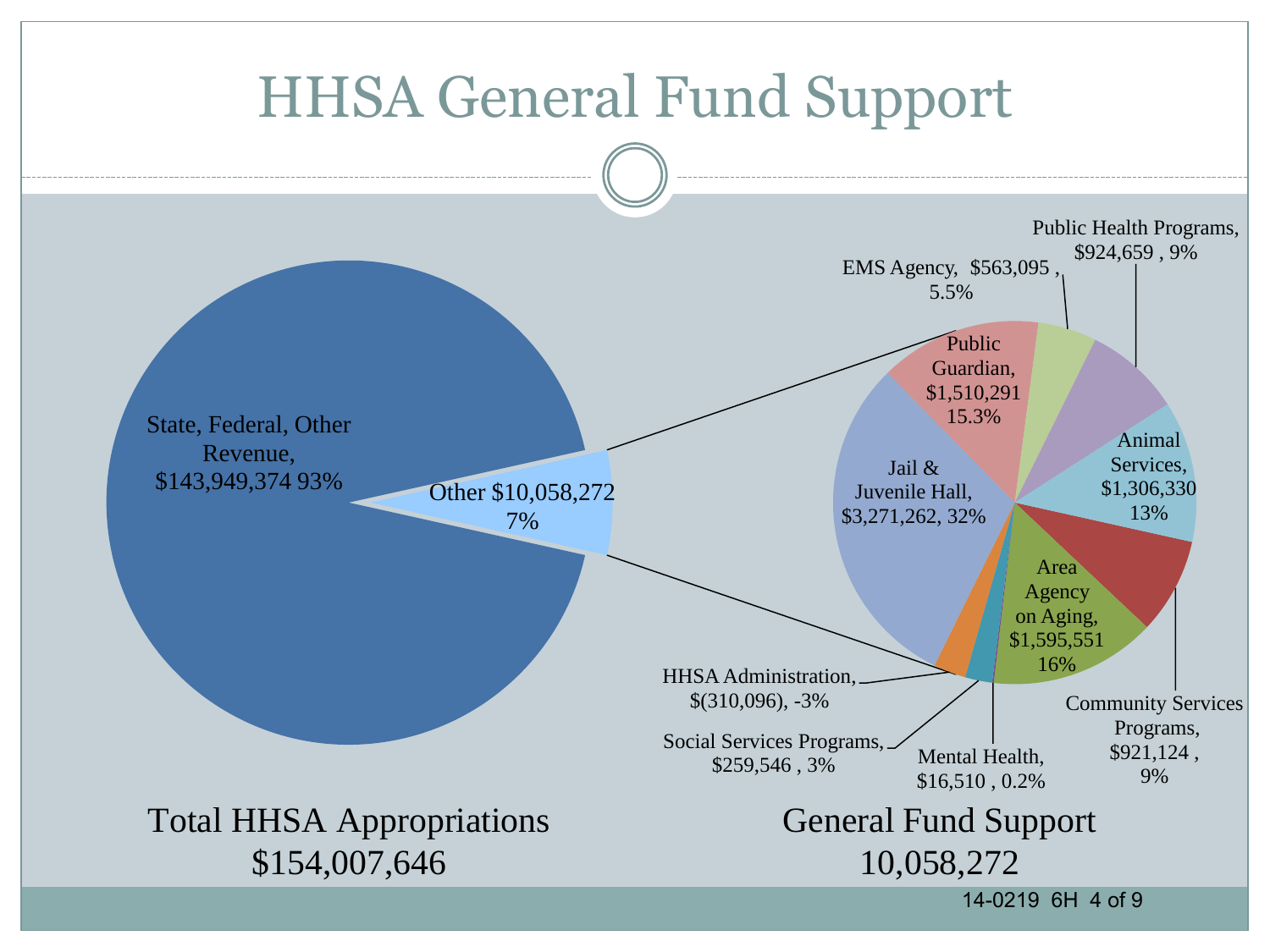# HHSA General Fund Support

State, Federal, Other Revenue, $143,949,374 93%

Other $10,058,272 7%

Public Guardian, $1,510,291 15.3%

EMS Agency, $563,095 , 5.5%

Public Health Programs, $924,659 , 9%

Animal Services, $1,306,330 13%

Community Services Programs, $921,124 , 9%

Area Agency on Aging, $1,595,551 16%

Mental Health, $16,510 , 0.2%

Social Services Programs, $259,546 , 3%

HHSA Administration, $(310,096), -3%

Jail & Juvenile Hall, $3,271,262, 32%

Total HHSA Appropriations $154,007,646

General Fund Support 10,058,272

14-0219 6H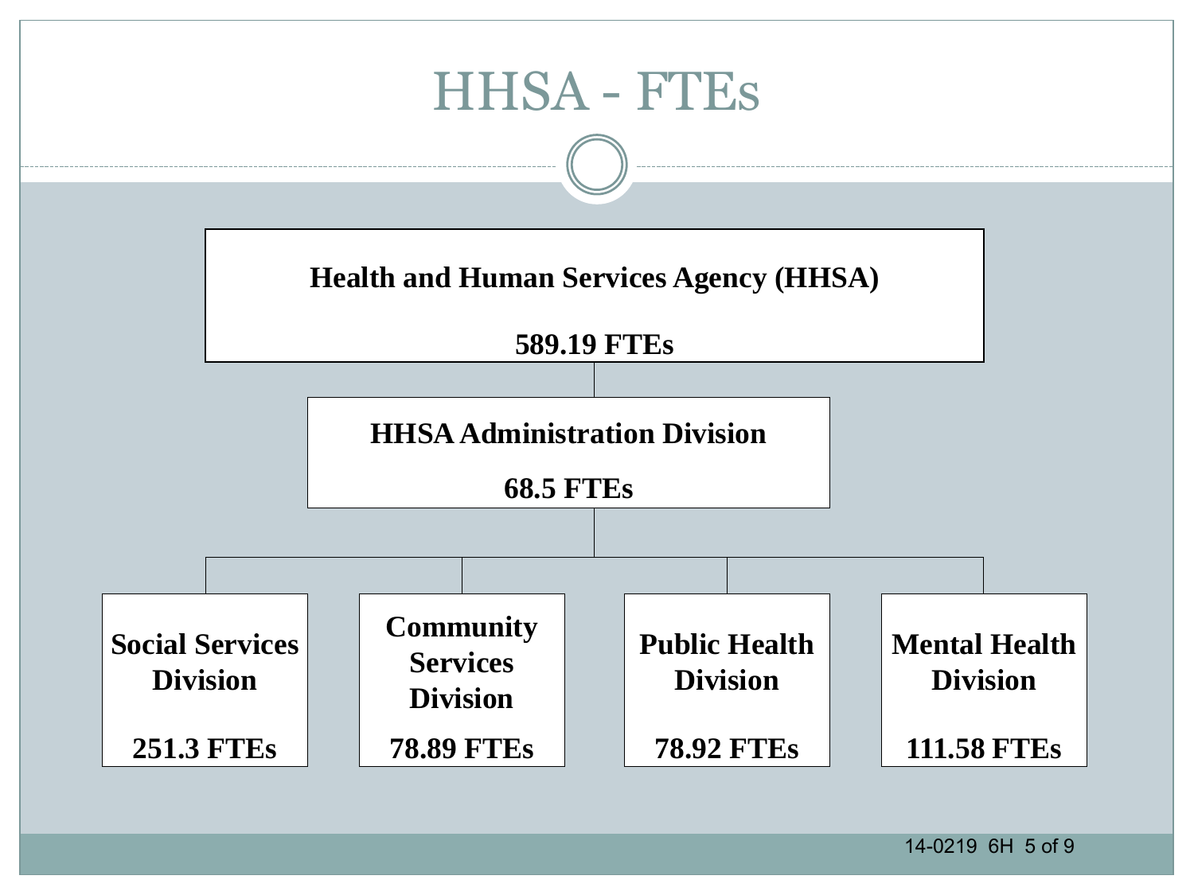# HHSA - FTEs

**Health and Human Services Agency (HHSA)**

**589.19 FTEs**

**HHSA Administration Division**

**68.5 FTEs**

**Social Services Division**

**251.3 FTEs**

**Community Services Division**

**78.89 FTEs**

**Public Health Division**

**78.92 FTEs**

**Mental Health Division**

**111.58 FTEs**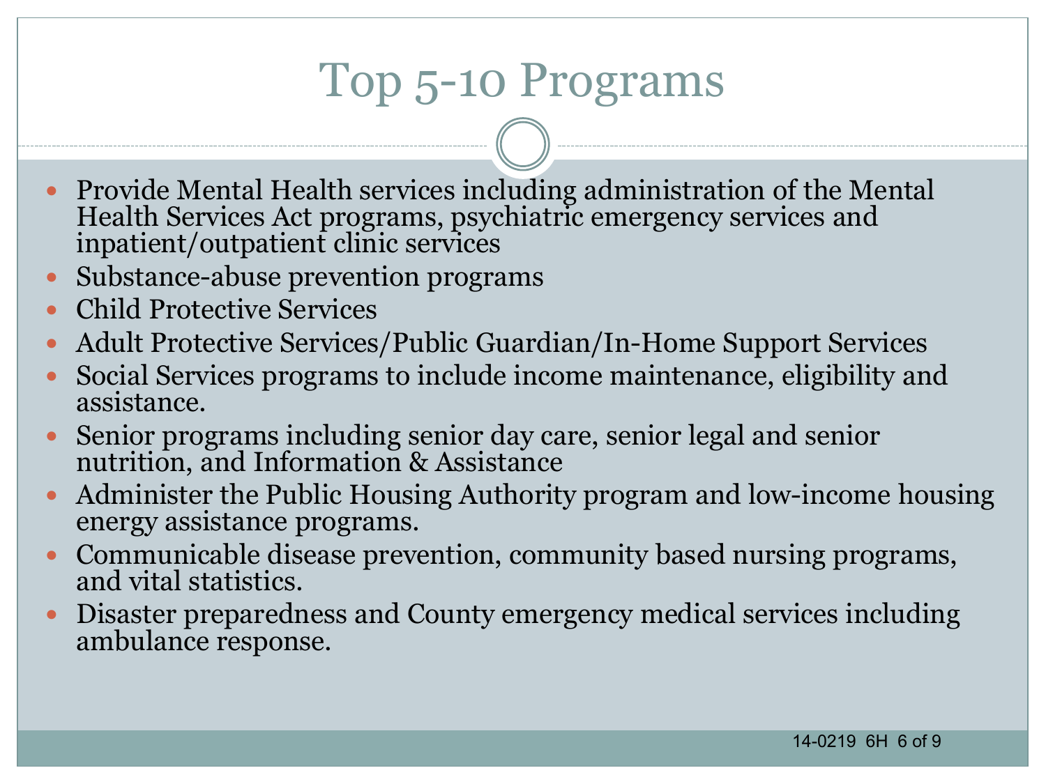# Top 5-10 Programs

- Provide Mental Health services including administration of the Mental Health Services Act programs, psychiatric emergency services and inpatient/outpatient clinic services
- Substance-abuse prevention programs
- Child Protective Services
- Adult Protective Services/Public Guardian/In-Home Support Services
- Social Services programs to include income maintenance, eligibility and assistance.
- Senior programs including senior day care, senior legal and senior nutrition, and Information & Assistance
- Administer the Public Housing Authority program and low-income housing energy assistance programs.
- Communicable disease prevention, community based nursing programs, and vital statistics.
- Disaster preparedness and County emergency medical services including ambulance response.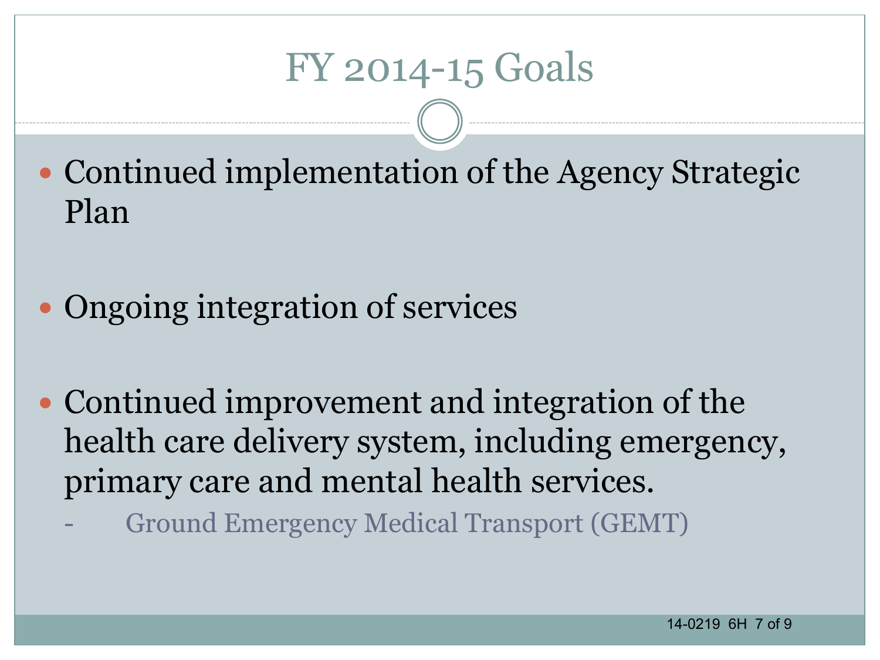# FY 2014-15 Goals

- Continued implementation of the Agency Strategic Plan

- Ongoing integration of services

- Continued improvement and integration of the health care delivery system, including emergency, primary care and mental health services.
  - Ground Emergency Medical Transport (GEMT)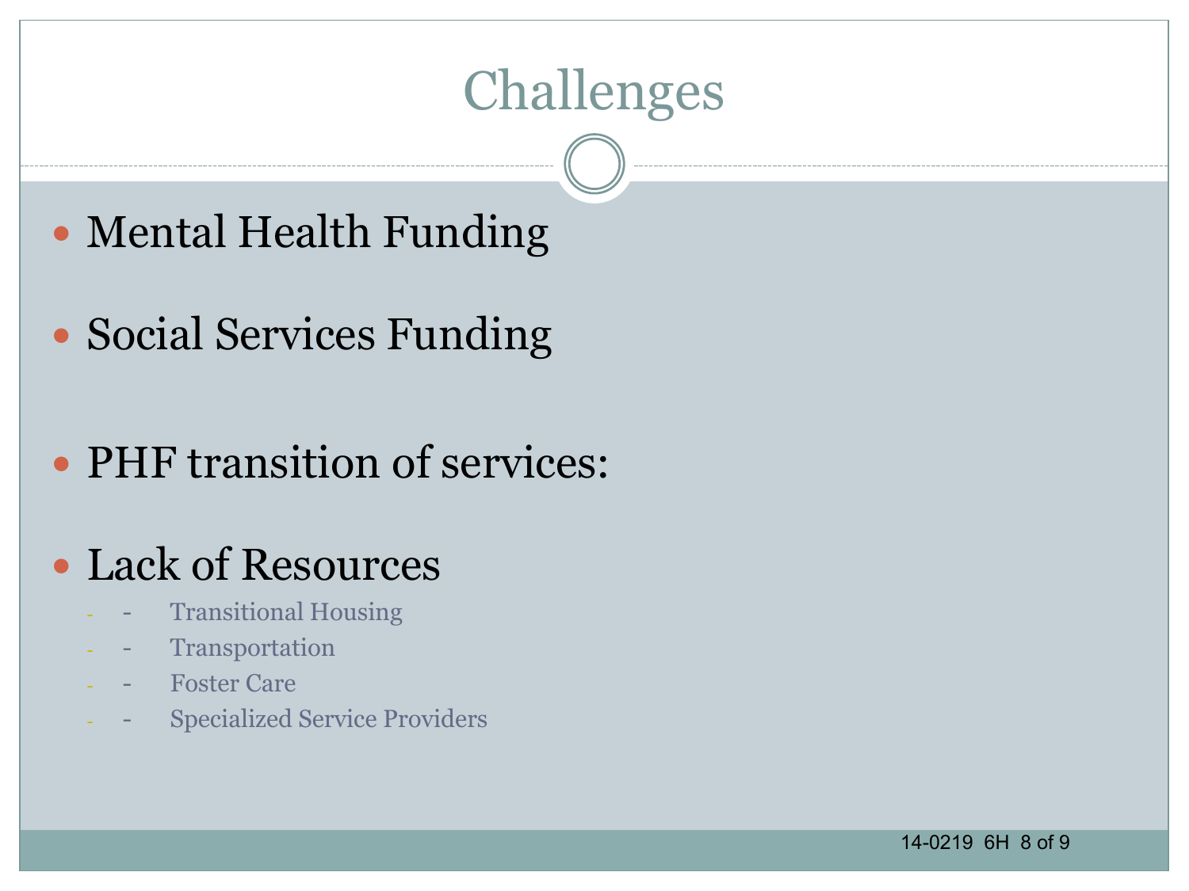# Challenges

- Mental Health Funding
- Social Services Funding
- PHF transition of services:
- Lack of Resources
  - Transitional Housing
  - Transportation
  - Foster Care
  - Specialized Service Providers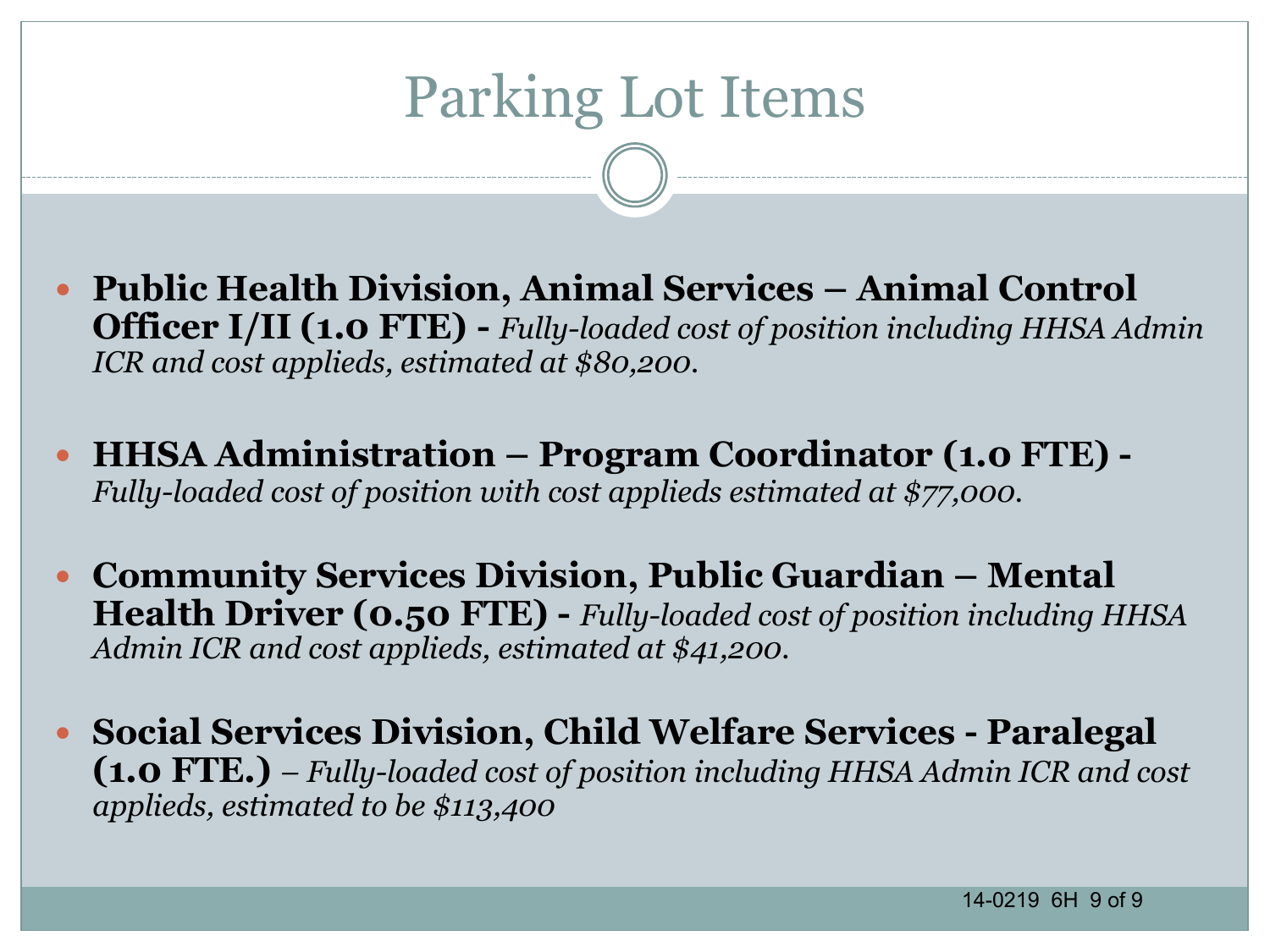# Parking Lot Items

- **Public Health Division, Animal Services – Animal Control Officer I/II (1.0 FTE) -** *Fully-loaded cost of position including HHSA Admin ICR and cost applieds, estimated at $80,200.*

- **HHSA Administration – Program Coordinator (1.0 FTE) -** *Fully-loaded cost of position with cost applieds estimated at $77,000.*

- **Community Services Division, Public Guardian – Mental Health Driver (0.50 FTE) -** *Fully-loaded cost of position including HHSA Admin ICR and cost applieds, estimated at $41,200.*

- **Social Services Division, Child Welfare Services - Paralegal (1.0 FTE.)** – *Fully-loaded cost of position including HHSA Admin ICR and cost applieds, estimated to be $113,400*